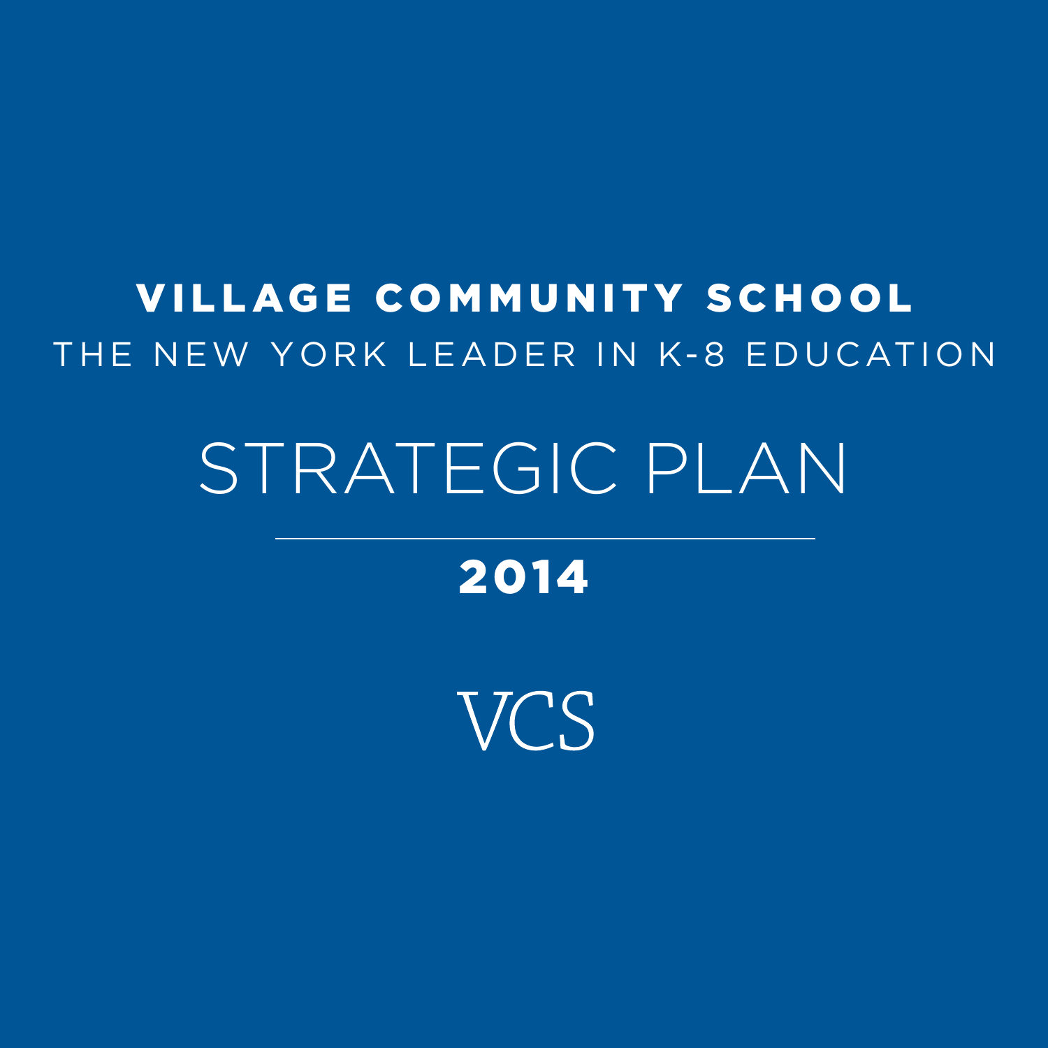# VILLAGE COMMUNITY SCHOOL

THE NEW YORK LEADER IN K-8 EDUCATION

# STRATEGIC PLAN

---

## 2014

VCS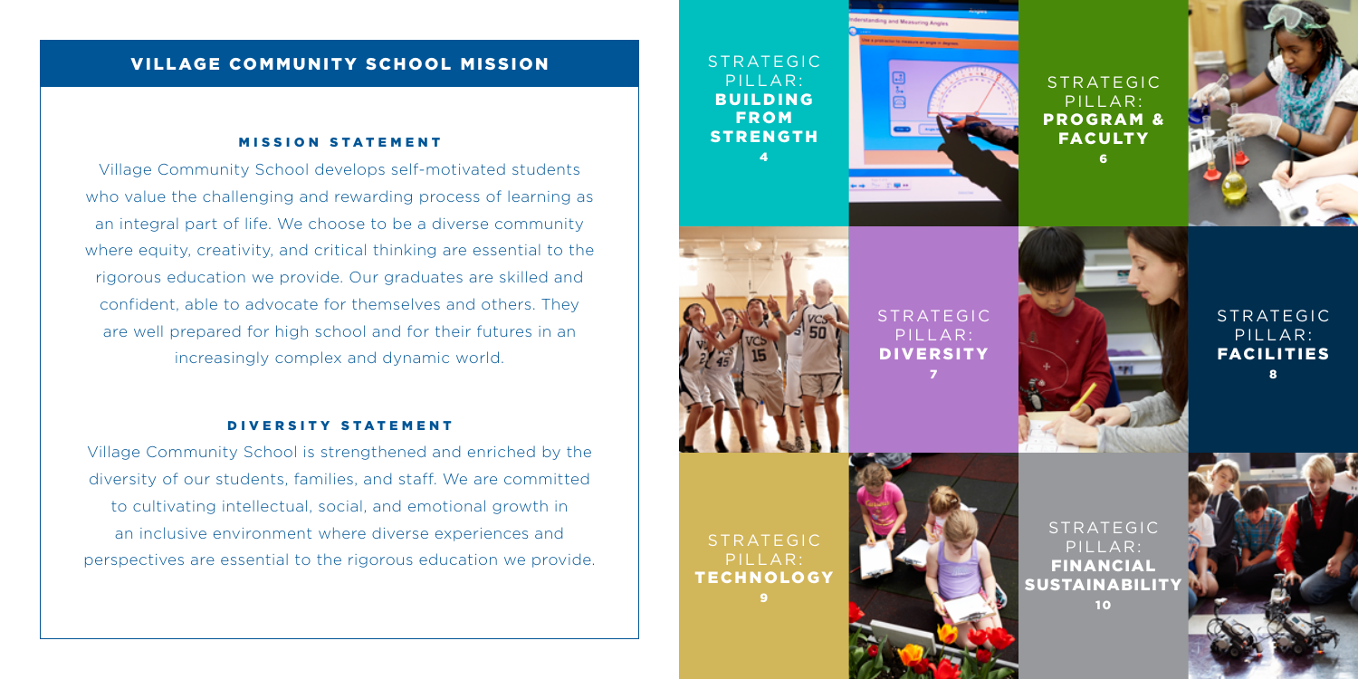## VILLAGE COMMUNITY SCHOOL MISSION

### MISSION STATEMENT

Village Community School develops self-motivated students who value the challenging and rewarding process of learning as an integral part of life. We choose to be a diverse community where equity, creativity, and critical thinking are essential to the rigorous education we provide. Our graduates are skilled and confident, able to advocate for themselves and others. They are well prepared for high school and for their futures in an increasingly complex and dynamic world.

### DIVERSITY STATEMENT

Village Community School is strengthened and enriched by the diversity of our students, families, and staff. We are committed to cultivating intellectual, social, and emotional growth in an inclusive environment where diverse experiences and perspectives are essential to the rigorous education we provide.

STRATEGIC PILLAR: **BUILDING FROM STRENGTH** 4

STRATEGIC PILLAR: **PROGRAM & FACULTY** 6

STRATEGIC PILLAR: **DIVERSITY** 7

STRATEGIC PILLAR: **FACILITIES** 8

STRATEGIC PILLAR: **TECHNOLOGY** 9

STRATEGIC PILLAR: **FINANCIAL SUSTAINABILITY** 10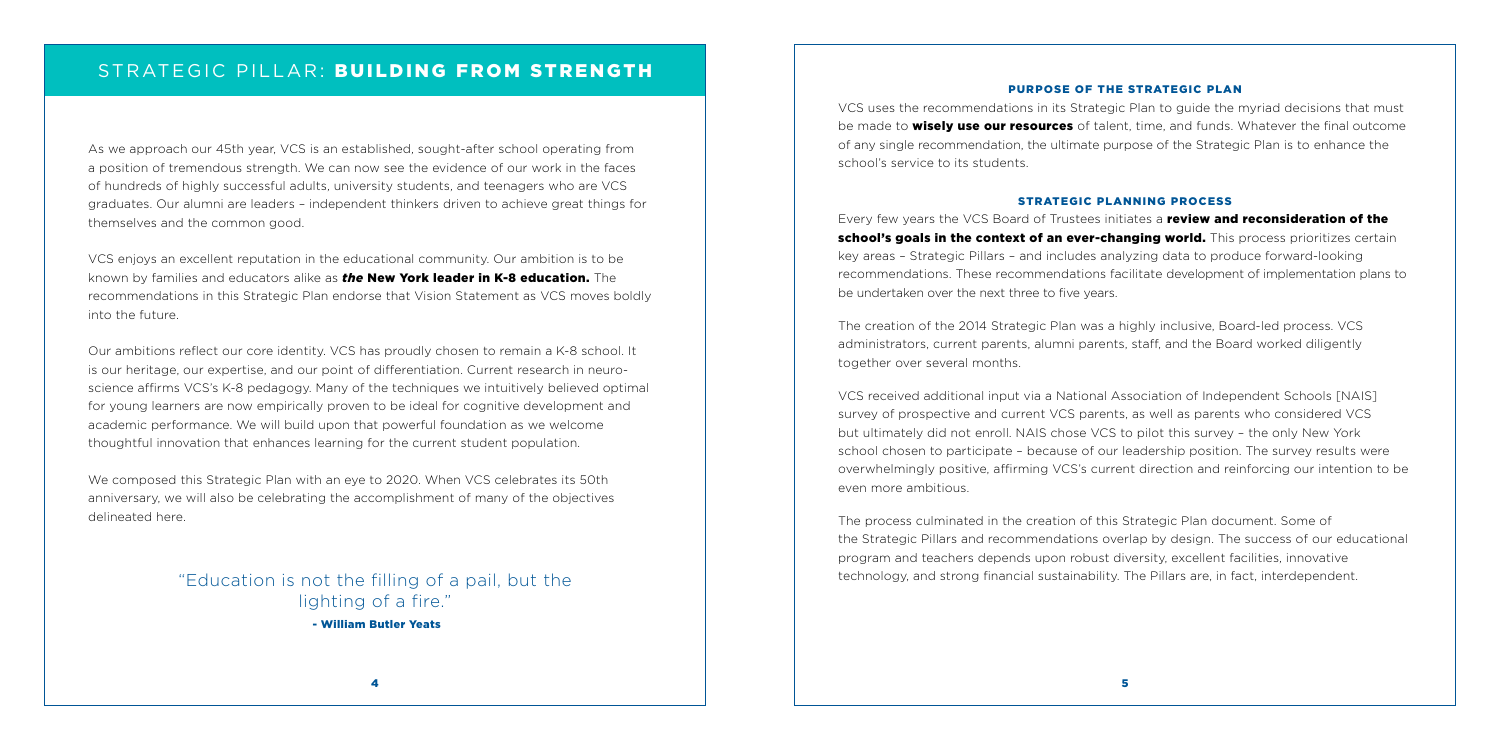## STRATEGIC PILLAR: **BUILDING FROM STRENGTH**

As we approach our 45th year, VCS is an established, sought-after school operating from a position of tremendous strength. We can now see the evidence of our work in the faces of hundreds of highly successful adults, university students, and teenagers who are VCS graduates. Our alumni are leaders – independent thinkers driven to achieve great things for themselves and the common good.

VCS enjoys an excellent reputation in the educational community. Our ambition is to be known by families and educators alike as ***the* New York leader in K-8 education.** The recommendations in this Strategic Plan endorse that Vision Statement as VCS moves boldly into the future.

Our ambitions reflect our core identity. VCS has proudly chosen to remain a K-8 school. It is our heritage, our expertise, and our point of differentiation. Current research in neuro-science affirms VCS's K-8 pedagogy. Many of the techniques we intuitively believed optimal for young learners are now empirically proven to be ideal for cognitive development and academic performance. We will build upon that powerful foundation as we welcome thoughtful innovation that enhances learning for the current student population.

We composed this Strategic Plan with an eye to 2020. When VCS celebrates its 50th anniversary, we will also be celebrating the accomplishment of many of the objectives delineated here.

> "Education is not the filling of a pail, but the lighting of a fire."
> **- William Butler Yeats**

### PURPOSE OF THE STRATEGIC PLAN

VCS uses the recommendations in its Strategic Plan to guide the myriad decisions that must be made to **wisely use our resources** of talent, time, and funds. Whatever the final outcome of any single recommendation, the ultimate purpose of the Strategic Plan is to enhance the school's service to its students.

### STRATEGIC PLANNING PROCESS

Every few years the VCS Board of Trustees initiates a **review and reconsideration of the school's goals in the context of an ever-changing world.** This process prioritizes certain key areas – Strategic Pillars – and includes analyzing data to produce forward-looking recommendations. These recommendations facilitate development of implementation plans to be undertaken over the next three to five years.

The creation of the 2014 Strategic Plan was a highly inclusive, Board-led process. VCS administrators, current parents, alumni parents, staff, and the Board worked diligently together over several months.

VCS received additional input via a National Association of Independent Schools [NAIS] survey of prospective and current VCS parents, as well as parents who considered VCS but ultimately did not enroll. NAIS chose VCS to pilot this survey – the only New York school chosen to participate – because of our leadership position. The survey results were overwhelmingly positive, affirming VCS's current direction and reinforcing our intention to be even more ambitious.

The process culminated in the creation of this Strategic Plan document. Some of the Strategic Pillars and recommendations overlap by design. The success of our educational program and teachers depends upon robust diversity, excellent facilities, innovative technology, and strong financial sustainability. The Pillars are, in fact, interdependent.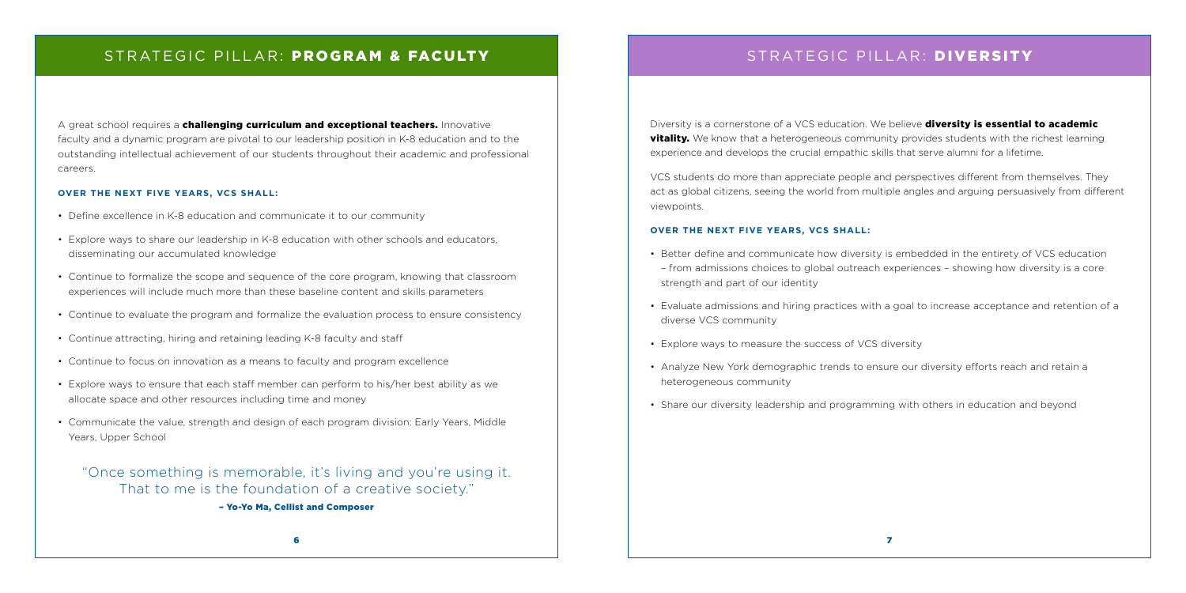## STRATEGIC PILLAR: **PROGRAM & FACULTY**

A great school requires a **challenging curriculum and exceptional teachers.** Innovative faculty and a dynamic program are pivotal to our leadership position in K-8 education and to the outstanding intellectual achievement of our students throughout their academic and professional careers.

**OVER THE NEXT FIVE YEARS, VCS SHALL:**

- Define excellence in K-8 education and communicate it to our community
- Explore ways to share our leadership in K-8 education with other schools and educators, disseminating our accumulated knowledge
- Continue to formalize the scope and sequence of the core program, knowing that classroom experiences will include much more than these baseline content and skills parameters
- Continue to evaluate the program and formalize the evaluation process to ensure consistency
- Continue attracting, hiring and retaining leading K-8 faculty and staff
- Continue to focus on innovation as a means to faculty and program excellence
- Explore ways to ensure that each staff member can perform to his/her best ability as we allocate space and other resources including time and money
- Communicate the value, strength and design of each program division: Early Years, Middle Years, Upper School

"Once something is memorable, it's living and you're using it. That to me is the foundation of a creative society."

**– Yo-Yo Ma, Cellist and Composer**

## STRATEGIC PILLAR: **DIVERSITY**

Diversity is a cornerstone of a VCS education. We believe **diversity is essential to academic vitality.** We know that a heterogeneous community provides students with the richest learning experience and develops the crucial empathic skills that serve alumni for a lifetime.

VCS students do more than appreciate people and perspectives different from themselves. They act as global citizens, seeing the world from multiple angles and arguing persuasively from different viewpoints.

**OVER THE NEXT FIVE YEARS, VCS SHALL:**

- Better define and communicate how diversity is embedded in the entirety of VCS education – from admissions choices to global outreach experiences – showing how diversity is a core strength and part of our identity
- Evaluate admissions and hiring practices with a goal to increase acceptance and retention of a diverse VCS community
- Explore ways to measure the success of VCS diversity
- Analyze New York demographic trends to ensure our diversity efforts reach and retain a heterogeneous community
- Share our diversity leadership and programming with others in education and beyond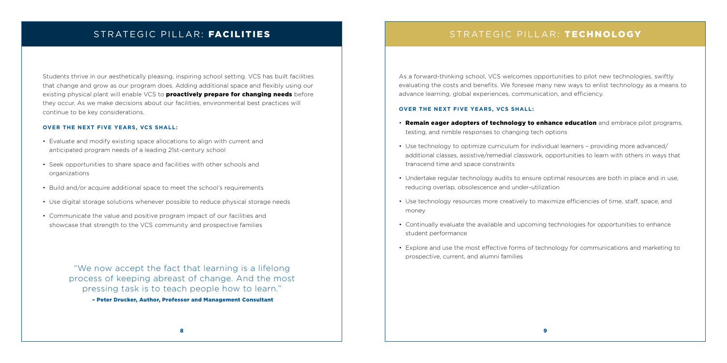## STRATEGIC PILLAR: **FACILITIES**

Students thrive in our aesthetically pleasing, inspiring school setting. VCS has built facilities that change and grow as our program does. Adding additional space and flexibly using our existing physical plant will enable VCS to **proactively prepare for changing needs** before they occur. As we make decisions about our facilities, environmental best practices will continue to be key considerations.

**OVER THE NEXT FIVE YEARS, VCS SHALL:**

- Evaluate and modify existing space allocations to align with current and anticipated program needs of a leading 21st-century school
- Seek opportunities to share space and facilities with other schools and organizations
- Build and/or acquire additional space to meet the school's requirements
- Use digital storage solutions whenever possible to reduce physical storage needs
- Communicate the value and positive program impact of our facilities and showcase that strength to the VCS community and prospective families

> "We now accept the fact that learning is a lifelong process of keeping abreast of change. And the most pressing task is to teach people how to learn."
>
> **– Peter Drucker, Author, Professor and Management Consultant**

## STRATEGIC PILLAR: **TECHNOLOGY**

As a forward-thinking school, VCS welcomes opportunities to pilot new technologies, swiftly evaluating the costs and benefits. We foresee many new ways to enlist technology as a means to advance learning, global experiences, communication, and efficiency.

**OVER THE NEXT FIVE YEARS, VCS SHALL:**

- **Remain eager adopters of technology to enhance education** and embrace pilot programs, testing, and nimble responses to changing tech options
- Use technology to optimize curriculum for individual learners – providing more advanced/ additional classes, assistive/remedial classwork, opportunities to learn with others in ways that transcend time and space constraints
- Undertake regular technology audits to ensure optimal resources are both in place and in use, reducing overlap, obsolescence and under-utilization
- Use technology resources more creatively to maximize efficiencies of time, staff, space, and money
- Continually evaluate the available and upcoming technologies for opportunities to enhance student performance
- Explore and use the most effective forms of technology for communications and marketing to prospective, current, and alumni families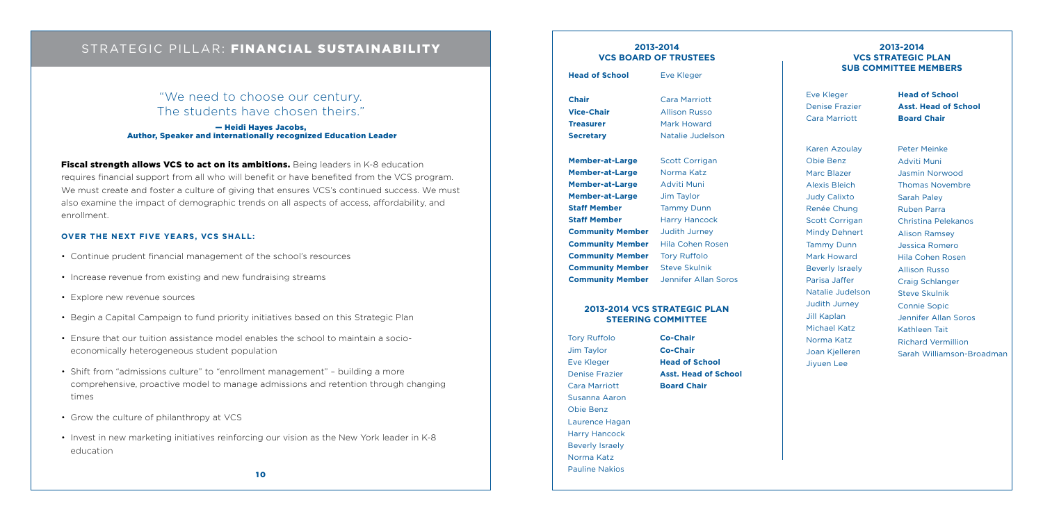# STRATEGIC PILLAR: FINANCIAL SUSTAINABILITY

"We need to choose our century.
The students have chosen theirs."

**— Heidi Hayes Jacobs, Author, Speaker and internationally recognized Education Leader**

**Fiscal strength allows VCS to act on its ambitions.** Being leaders in K-8 education requires financial support from all who will benefit or have benefited from the VCS program. We must create and foster a culture of giving that ensures VCS's continued success. We must also examine the impact of demographic trends on all aspects of access, affordability, and enrollment.

### OVER THE NEXT FIVE YEARS, VCS SHALL:

- Continue prudent financial management of the school's resources
- Increase revenue from existing and new fundraising streams
- Explore new revenue sources
- Begin a Capital Campaign to fund priority initiatives based on this Strategic Plan
- Ensure that our tuition assistance model enables the school to maintain a socio-economically heterogeneous student population
- Shift from "admissions culture" to "enrollment management" – building a more comprehensive, proactive model to manage admissions and retention through changing times
- Grow the culture of philanthropy at VCS
- Invest in new marketing initiatives reinforcing our vision as the New York leader in K-8 education

## 2013-2014 VCS BOARD OF TRUSTEES

| | |
|---|---|
| **Head of School** | Eve Kleger |
| **Chair** | Cara Marriott |
| **Vice-Chair** | Allison Russo |
| **Treasurer** | Mark Howard |
| **Secretary** | Natalie Judelson |
| **Member-at-Large** | Scott Corrigan |
| **Member-at-Large** | Norma Katz |
| **Member-at-Large** | Adviti Muni |
| **Member-at-Large** | Jim Taylor |
| **Staff Member** | Tammy Dunn |
| **Staff Member** | Harry Hancock |
| **Community Member** | Judith Jurney |
| **Community Member** | Hila Cohen Rosen |
| **Community Member** | Tory Ruffolo |
| **Community Member** | Steve Skulnik |
| **Community Member** | Jennifer Allan Soros |

## 2013-2014 VCS STRATEGIC PLAN STEERING COMMITTEE

| | |
|---|---|
| Tory Ruffolo | **Co-Chair** |
| Jim Taylor | **Co-Chair** |
| Eve Kleger | **Head of School** |
| Denise Frazier | **Asst. Head of School** |
| Cara Marriott | **Board Chair** |
| Susanna Aaron | |
| Obie Benz | |
| Laurence Hagan | |
| Harry Hancock | |
| Beverly Israely | |
| Norma Katz | |
| Pauline Nakios | |

## 2013-2014 VCS STRATEGIC PLAN SUB COMMITTEE MEMBERS

| | |
|---|---|
| Eve Kleger | **Head of School** |
| Denise Frazier | **Asst. Head of School** |
| Cara Marriott | **Board Chair** |

Karen Azoulay
Obie Benz
Marc Blazer
Alexis Bleich
Judy Calixto
Renée Chung
Scott Corrigan
Mindy Dehnert
Tammy Dunn
Mark Howard
Beverly Israely
Parisa Jaffer
Natalie Judelson
Judith Jurney
Jill Kaplan
Michael Katz
Norma Katz
Joan Kjelleren
Jiyuen Lee
Peter Meinke
Adviti Muni
Jasmin Norwood
Thomas Novembre
Sarah Paley
Ruben Parra
Christina Pelekanos
Alison Ramsey
Jessica Romero
Hila Cohen Rosen
Allison Russo
Craig Schlanger
Steve Skulnik
Connie Sopic
Jennifer Allan Soros
Kathleen Tait
Richard Vermillion
Sarah Williamson-Broadman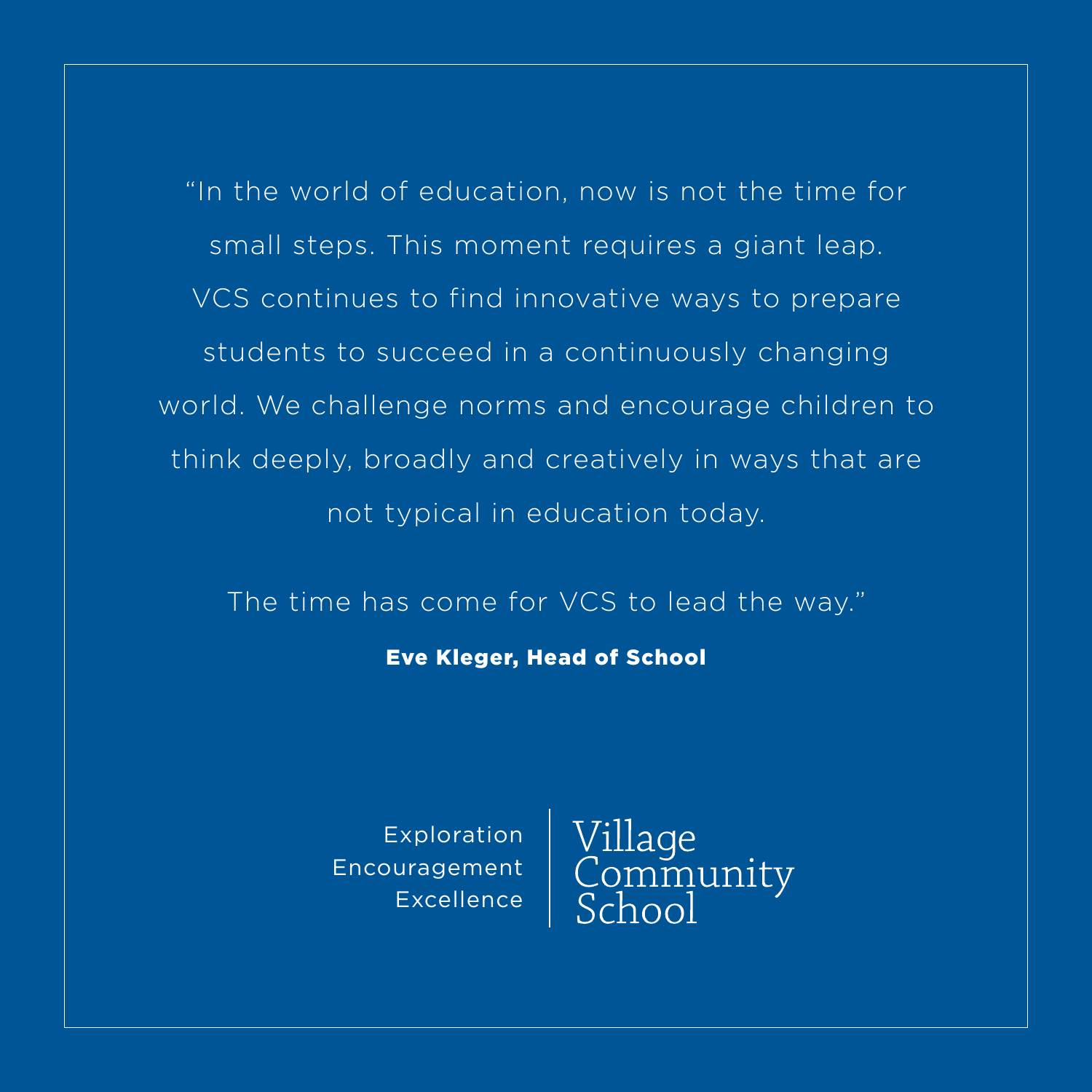"In the world of education, now is not the time for small steps. This moment requires a giant leap. VCS continues to find innovative ways to prepare students to succeed in a continuously changing world. We challenge norms and encourage children to think deeply, broadly and creatively in ways that are not typical in education today.

The time has come for VCS to lead the way."

**Eve Kleger, Head of School**

Exploration
Encouragement
Excellence

Village Community School